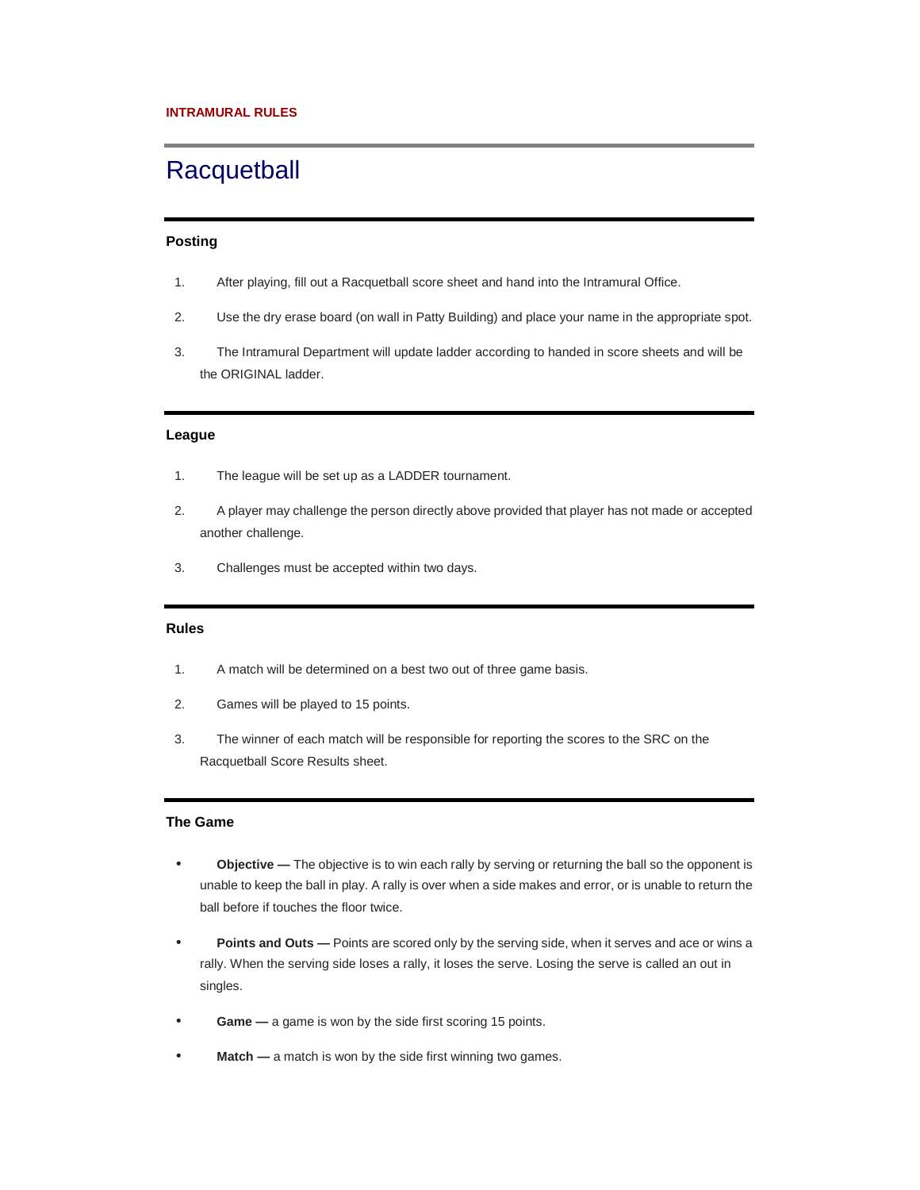INTRAMURAL RULES

# Racquetball

## Posting

1. After playing, fill out a Racquetball score sheet and hand into the Intramural Office.
2. Use the dry erase board (on wall in Patty Building) and place your name in the appropriate spot.
3. The Intramural Department will update ladder according to handed in score sheets and will be the ORIGINAL ladder.

## League

1. The league will be set up as a LADDER tournament.
2. A player may challenge the person directly above provided that player has not made or accepted another challenge.
3. Challenges must be accepted within two days.

## Rules

1. A match will be determined on a best two out of three game basis.
2. Games will be played to 15 points.
3. The winner of each match will be responsible for reporting the scores to the SRC on the Racquetball Score Results sheet.

## The Game

- **Objective —** The objective is to win each rally by serving or returning the ball so the opponent is unable to keep the ball in play. A rally is over when a side makes and error, or is unable to return the ball before if touches the floor twice.
- **Points and Outs —** Points are scored only by the serving side, when it serves and ace or wins a rally. When the serving side loses a rally, it loses the serve. Losing the serve is called an out in singles.
- **Game —** a game is won by the side first scoring 15 points.
- **Match —** a match is won by the side first winning two games.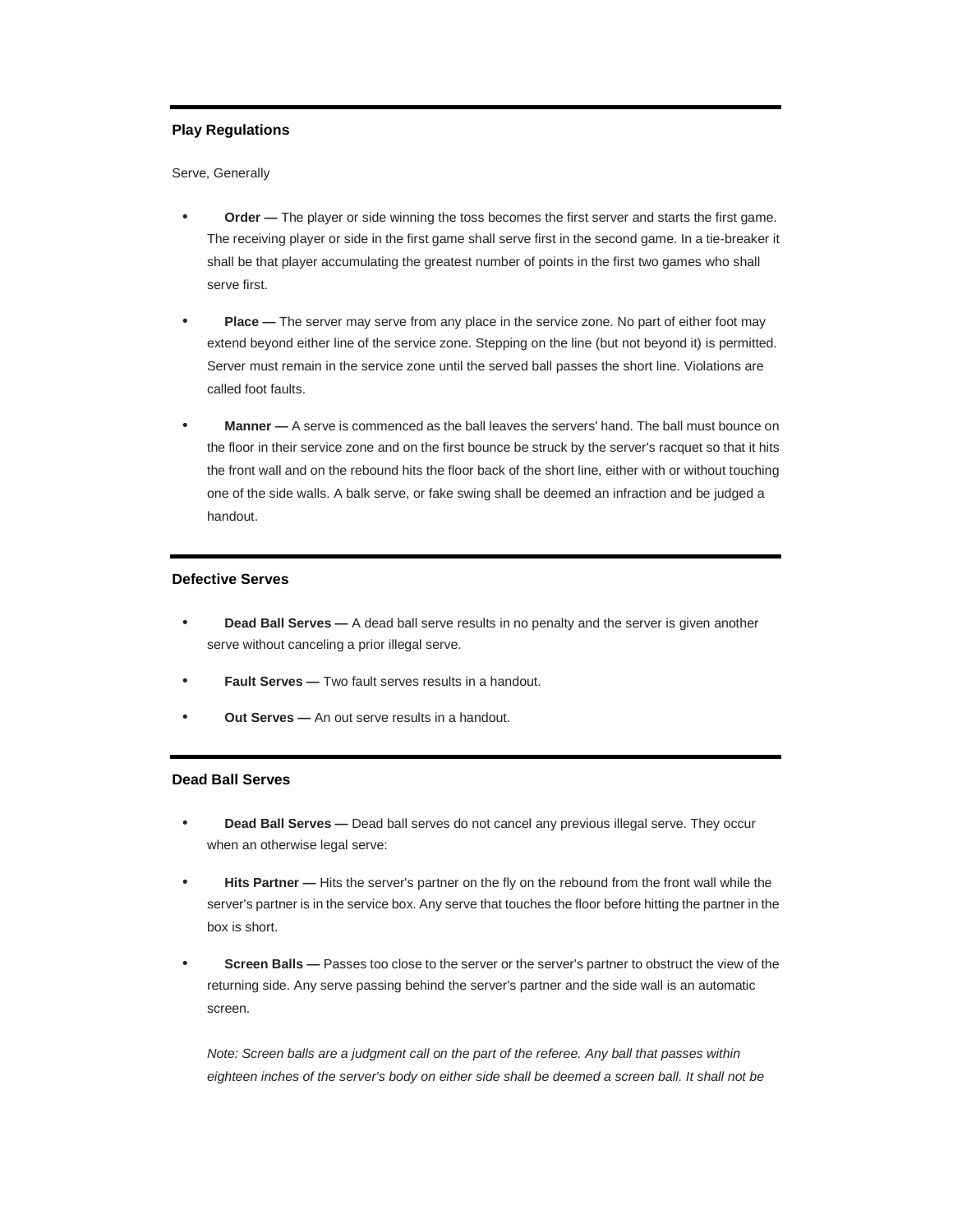---

## Play Regulations

Serve, Generally

- **Order —** The player or side winning the toss becomes the first server and starts the first game. The receiving player or side in the first game shall serve first in the second game. In a tie-breaker it shall be that player accumulating the greatest number of points in the first two games who shall serve first.
- **Place —** The server may serve from any place in the service zone. No part of either foot may extend beyond either line of the service zone. Stepping on the line (but not beyond it) is permitted. Server must remain in the service zone until the served ball passes the short line. Violations are called foot faults.
- **Manner —** A serve is commenced as the ball leaves the servers' hand. The ball must bounce on the floor in their service zone and on the first bounce be struck by the server's racquet so that it hits the front wall and on the rebound hits the floor back of the short line, either with or without touching one of the side walls. A balk serve, or fake swing shall be deemed an infraction and be judged a handout.

---

## Defective Serves

- **Dead Ball Serves —** A dead ball serve results in no penalty and the server is given another serve without canceling a prior illegal serve.
- **Fault Serves —** Two fault serves results in a handout.
- **Out Serves —** An out serve results in a handout.

---

## Dead Ball Serves

- **Dead Ball Serves —** Dead ball serves do not cancel any previous illegal serve. They occur when an otherwise legal serve:
- **Hits Partner —** Hits the server's partner on the fly on the rebound from the front wall while the server's partner is in the service box. Any serve that touches the floor before hitting the partner in the box is short.
- **Screen Balls —** Passes too close to the server or the server's partner to obstruct the view of the returning side. Any serve passing behind the server's partner and the side wall is an automatic screen.

  *Note: Screen balls are a judgment call on the part of the referee. Any ball that passes within eighteen inches of the server's body on either side shall be deemed a screen ball. It shall not be*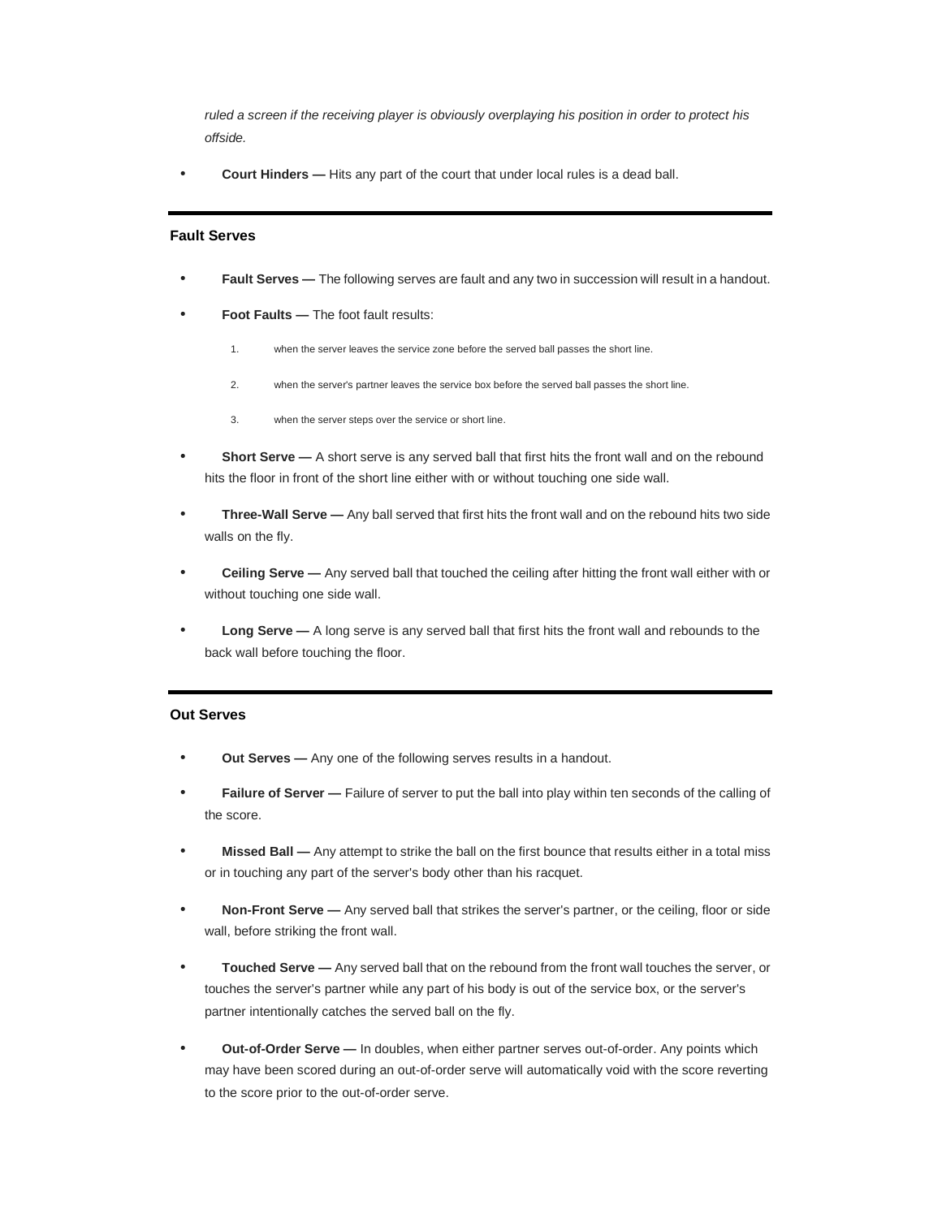*ruled a screen if the receiving player is obviously overplaying his position in order to protect his offside.*

- **Court Hinders —** Hits any part of the court that under local rules is a dead ball.

---

### Fault Serves

- **Fault Serves —** The following serves are fault and any two in succession will result in a handout.
- **Foot Faults —** The foot fault results:
  1. when the server leaves the service zone before the served ball passes the short line.
  2. when the server's partner leaves the service box before the served ball passes the short line.
  3. when the server steps over the service or short line.
- **Short Serve —** A short serve is any served ball that first hits the front wall and on the rebound hits the floor in front of the short line either with or without touching one side wall.
- **Three-Wall Serve —** Any ball served that first hits the front wall and on the rebound hits two side walls on the fly.
- **Ceiling Serve —** Any served ball that touched the ceiling after hitting the front wall either with or without touching one side wall.
- **Long Serve —** A long serve is any served ball that first hits the front wall and rebounds to the back wall before touching the floor.

---

### Out Serves

- **Out Serves —** Any one of the following serves results in a handout.
- **Failure of Server —** Failure of server to put the ball into play within ten seconds of the calling of the score.
- **Missed Ball —** Any attempt to strike the ball on the first bounce that results either in a total miss or in touching any part of the server's body other than his racquet.
- **Non-Front Serve —** Any served ball that strikes the server's partner, or the ceiling, floor or side wall, before striking the front wall.
- **Touched Serve —** Any served ball that on the rebound from the front wall touches the server, or touches the server's partner while any part of his body is out of the service box, or the server's partner intentionally catches the served ball on the fly.
- **Out-of-Order Serve —** In doubles, when either partner serves out-of-order. Any points which may have been scored during an out-of-order serve will automatically void with the score reverting to the score prior to the out-of-order serve.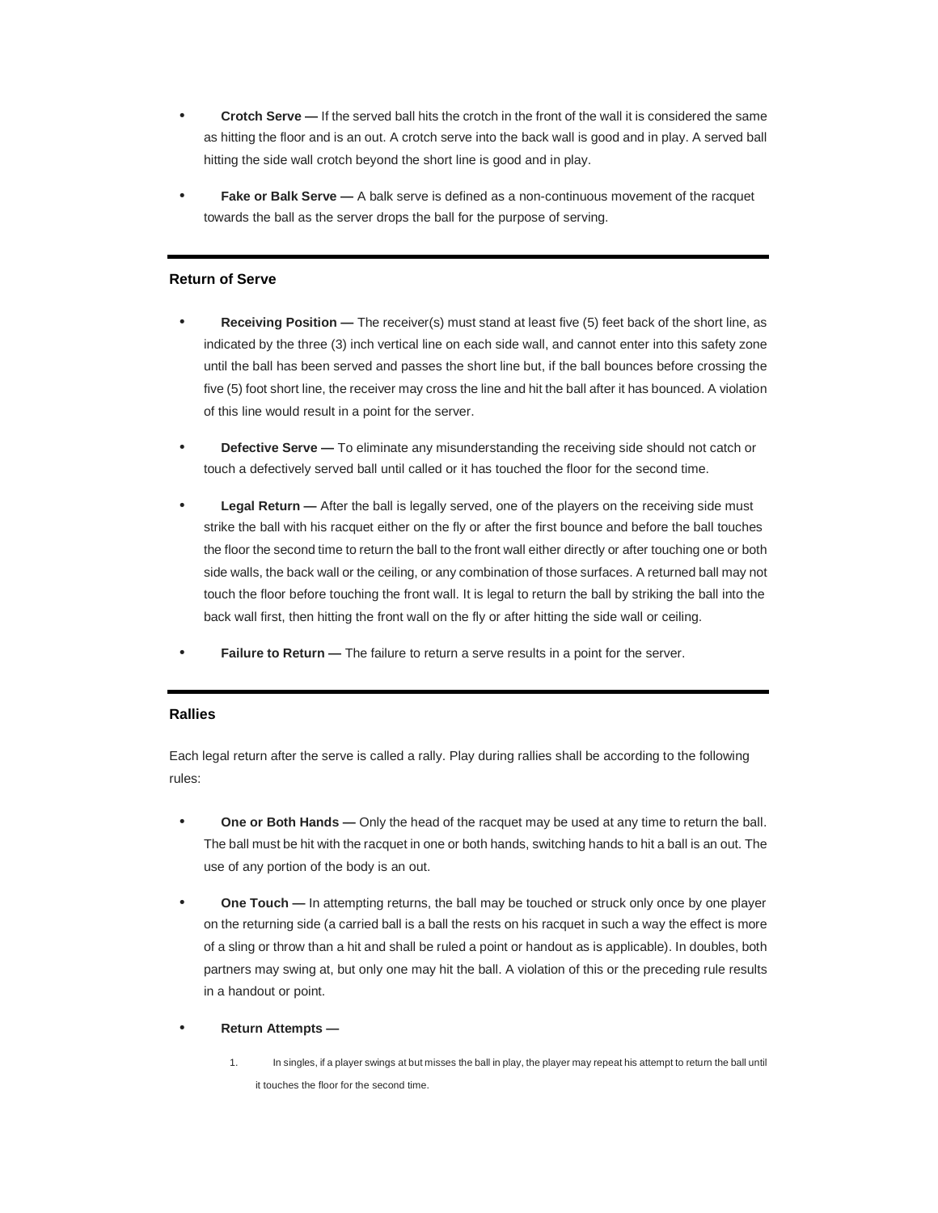- **Crotch Serve —** If the served ball hits the crotch in the front of the wall it is considered the same as hitting the floor and is an out. A crotch serve into the back wall is good and in play. A served ball hitting the side wall crotch beyond the short line is good and in play.
- **Fake or Balk Serve —** A balk serve is defined as a non-continuous movement of the racquet towards the ball as the server drops the ball for the purpose of serving.

---

### Return of Serve

- **Receiving Position —** The receiver(s) must stand at least five (5) feet back of the short line, as indicated by the three (3) inch vertical line on each side wall, and cannot enter into this safety zone until the ball has been served and passes the short line but, if the ball bounces before crossing the five (5) foot short line, the receiver may cross the line and hit the ball after it has bounced. A violation of this line would result in a point for the server.
- **Defective Serve —** To eliminate any misunderstanding the receiving side should not catch or touch a defectively served ball until called or it has touched the floor for the second time.
- **Legal Return —** After the ball is legally served, one of the players on the receiving side must strike the ball with his racquet either on the fly or after the first bounce and before the ball touches the floor the second time to return the ball to the front wall either directly or after touching one or both side walls, the back wall or the ceiling, or any combination of those surfaces. A returned ball may not touch the floor before touching the front wall. It is legal to return the ball by striking the ball into the back wall first, then hitting the front wall on the fly or after hitting the side wall or ceiling.
- **Failure to Return —** The failure to return a serve results in a point for the server.

---

### Rallies

Each legal return after the serve is called a rally. Play during rallies shall be according to the following rules:

- **One or Both Hands —** Only the head of the racquet may be used at any time to return the ball. The ball must be hit with the racquet in one or both hands, switching hands to hit a ball is an out. The use of any portion of the body is an out.
- **One Touch —** In attempting returns, the ball may be touched or struck only once by one player on the returning side (a carried ball is a ball the rests on his racquet in such a way the effect is more of a sling or throw than a hit and shall be ruled a point or handout as is applicable). In doubles, both partners may swing at, but only one may hit the ball. A violation of this or the preceding rule results in a handout or point.
- **Return Attempts —**
  1. In singles, if a player swings at but misses the ball in play, the player may repeat his attempt to return the ball until it touches the floor for the second time.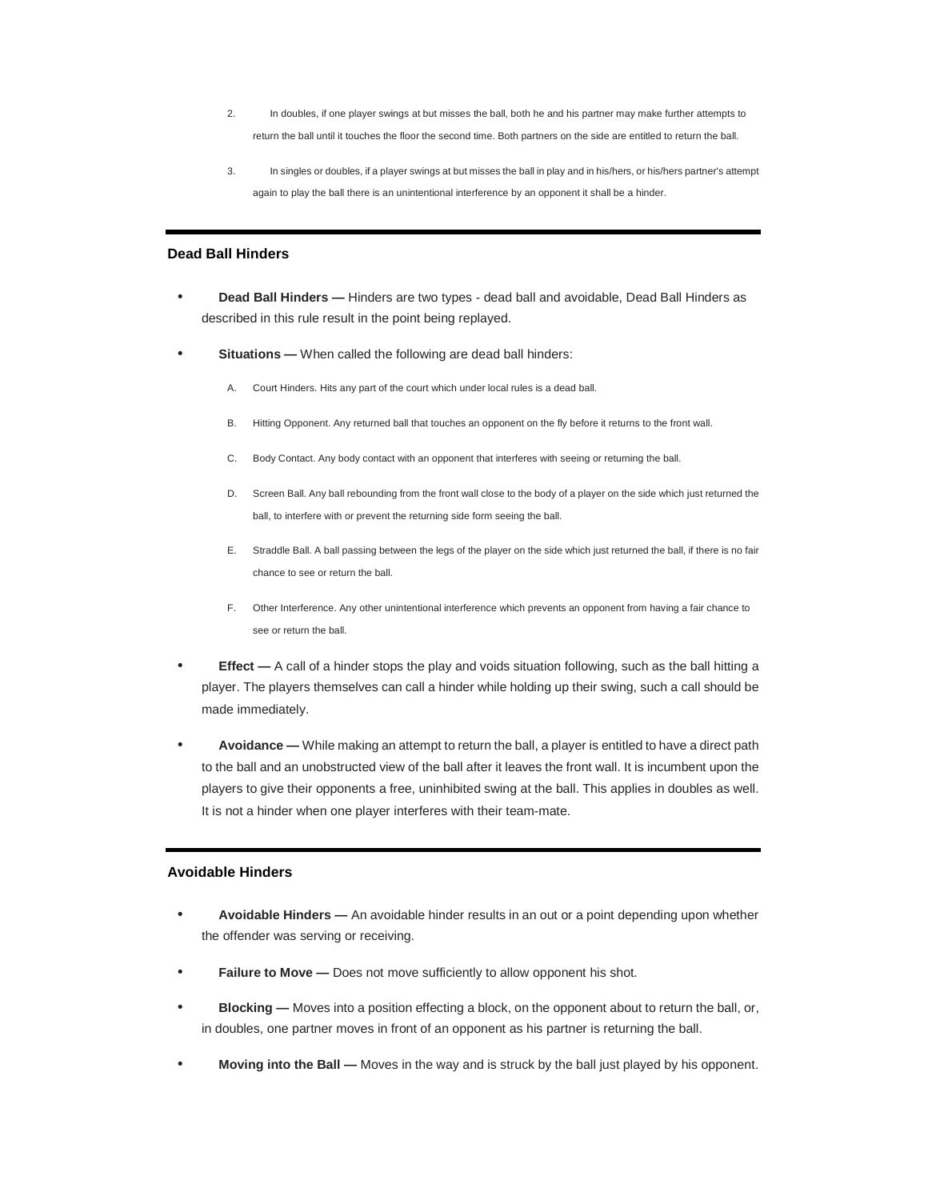2. In doubles, if one player swings at but misses the ball, both he and his partner may make further attempts to return the ball until it touches the floor the second time. Both partners on the side are entitled to return the ball.

3. In singles or doubles, if a player swings at but misses the ball in play and in his/hers, or his/hers partner's attempt again to play the ball there is an unintentional interference by an opponent it shall be a hinder.

---

### Dead Ball Hinders

- **Dead Ball Hinders —** Hinders are two types - dead ball and avoidable, Dead Ball Hinders as described in this rule result in the point being replayed.
- **Situations —** When called the following are dead ball hinders:
  A. Court Hinders. Hits any part of the court which under local rules is a dead ball.
  
  B. Hitting Opponent. Any returned ball that touches an opponent on the fly before it returns to the front wall.
  
  C. Body Contact. Any body contact with an opponent that interferes with seeing or returning the ball.
  
  D. Screen Ball. Any ball rebounding from the front wall close to the body of a player on the side which just returned the ball, to interfere with or prevent the returning side form seeing the ball.
  
  E. Straddle Ball. A ball passing between the legs of the player on the side which just returned the ball, if there is no fair chance to see or return the ball.
  
  F. Other Interference. Any other unintentional interference which prevents an opponent from having a fair chance to see or return the ball.
- **Effect —** A call of a hinder stops the play and voids situation following, such as the ball hitting a player. The players themselves can call a hinder while holding up their swing, such a call should be made immediately.
- **Avoidance —** While making an attempt to return the ball, a player is entitled to have a direct path to the ball and an unobstructed view of the ball after it leaves the front wall. It is incumbent upon the players to give their opponents a free, uninhibited swing at the ball. This applies in doubles as well. It is not a hinder when one player interferes with their team-mate.

---

### Avoidable Hinders

- **Avoidable Hinders —** An avoidable hinder results in an out or a point depending upon whether the offender was serving or receiving.
- **Failure to Move —** Does not move sufficiently to allow opponent his shot.
- **Blocking —** Moves into a position effecting a block, on the opponent about to return the ball, or, in doubles, one partner moves in front of an opponent as his partner is returning the ball.
- **Moving into the Ball —** Moves in the way and is struck by the ball just played by his opponent.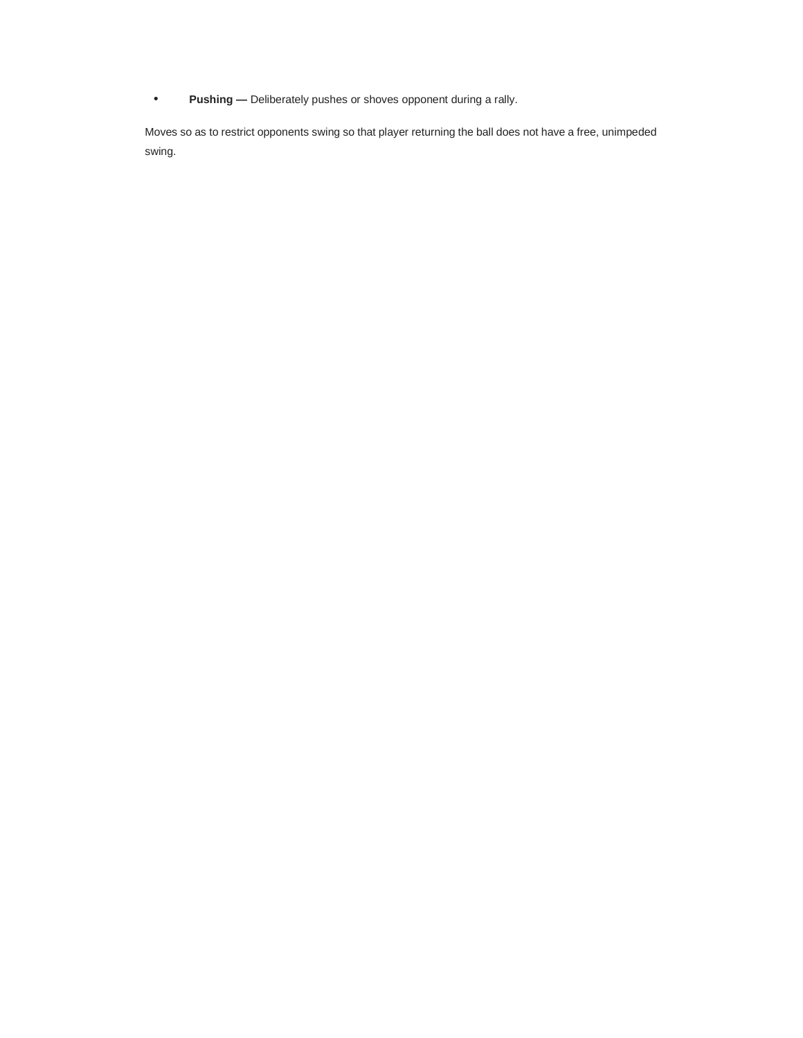- **Pushing —** Deliberately pushes or shoves opponent during a rally.

Moves so as to restrict opponents swing so that player returning the ball does not have a free, unimpeded swing.